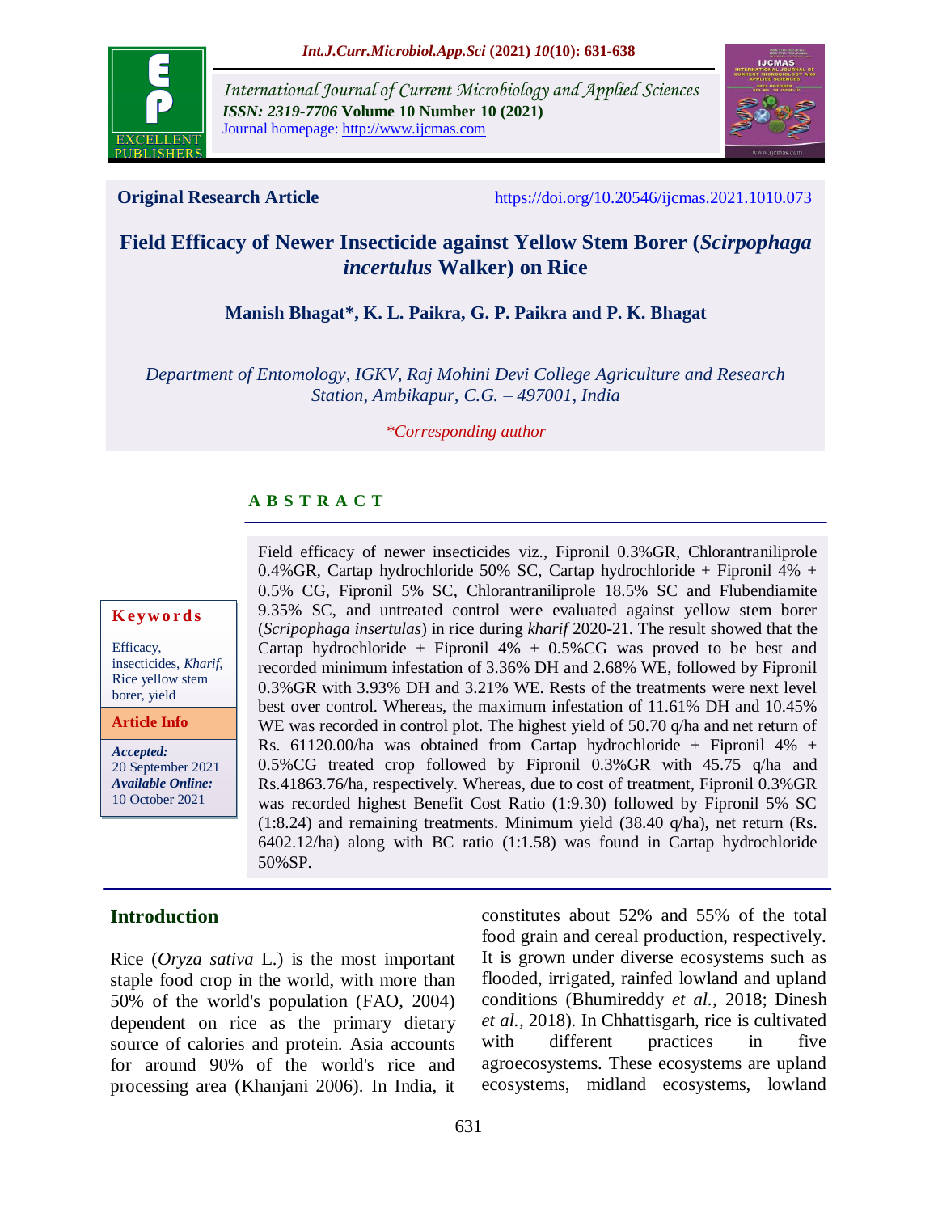**Original Research Article** https://doi.org/10.20546/ijcmas.2021.1010.073

# Field Efficacy of Newer Insecticide against Yellow Stem Borer (*Scirpophaga incertulus* Walker) on Rice

**Manish Bhagat*, K. L. Paikra, G. P. Paikra and P. K. Bhagat**

*Department of Entomology, IGKV, Raj Mohini Devi College Agriculture and Research Station, Ambikapur, C.G. – 497001, India*

*\*Corresponding author*

## A B S T R A C T

**Keywords**

Efficacy, insecticides, *Kharif*, Rice yellow stem borer, yield

**Article Info**

***Accepted:*** 20 September 2021
***Available Online:*** 10 October 2021

Field efficacy of newer insecticides viz., Fipronil 0.3%GR, Chlorantraniliprole 0.4%GR, Cartap hydrochloride 50% SC, Cartap hydrochloride + Fipronil 4% + 0.5% CG, Fipronil 5% SC, Chlorantraniliprole 18.5% SC and Flubendiamite 9.35% SC, and untreated control were evaluated against yellow stem borer (*Scripophaga insertulas*) in rice during *kharif* 2020-21. The result showed that the Cartap hydrochloride + Fipronil 4% + 0.5%CG was proved to be best and recorded minimum infestation of 3.36% DH and 2.68% WE, followed by Fipronil 0.3%GR with 3.93% DH and 3.21% WE. Rests of the treatments were next level best over control. Whereas, the maximum infestation of 11.61% DH and 10.45% WE was recorded in control plot. The highest yield of 50.70 q/ha and net return of Rs. 61120.00/ha was obtained from Cartap hydrochloride + Fipronil 4% + 0.5%CG treated crop followed by Fipronil 0.3%GR with 45.75 q/ha and Rs.41863.76/ha, respectively. Whereas, due to cost of treatment, Fipronil 0.3%GR was recorded highest Benefit Cost Ratio (1:9.30) followed by Fipronil 5% SC (1:8.24) and remaining treatments. Minimum yield (38.40 q/ha), net return (Rs. 6402.12/ha) along with BC ratio (1:1.58) was found in Cartap hydrochloride 50%SP.

## Introduction

Rice (*Oryza sativa* L.) is the most important staple food crop in the world, with more than 50% of the world's population (FAO, 2004) dependent on rice as the primary dietary source of calories and protein. Asia accounts for around 90% of the world's rice and processing area (Khanjani 2006). In India, it constitutes about 52% and 55% of the total food grain and cereal production, respectively. It is grown under diverse ecosystems such as flooded, irrigated, rainfed lowland and upland conditions (Bhumireddy *et al.,* 2018; Dinesh *et al.,* 2018). In Chhattisgarh, rice is cultivated with different practices in five agroecosystems. These ecosystems are upland ecosystems, midland ecosystems, lowland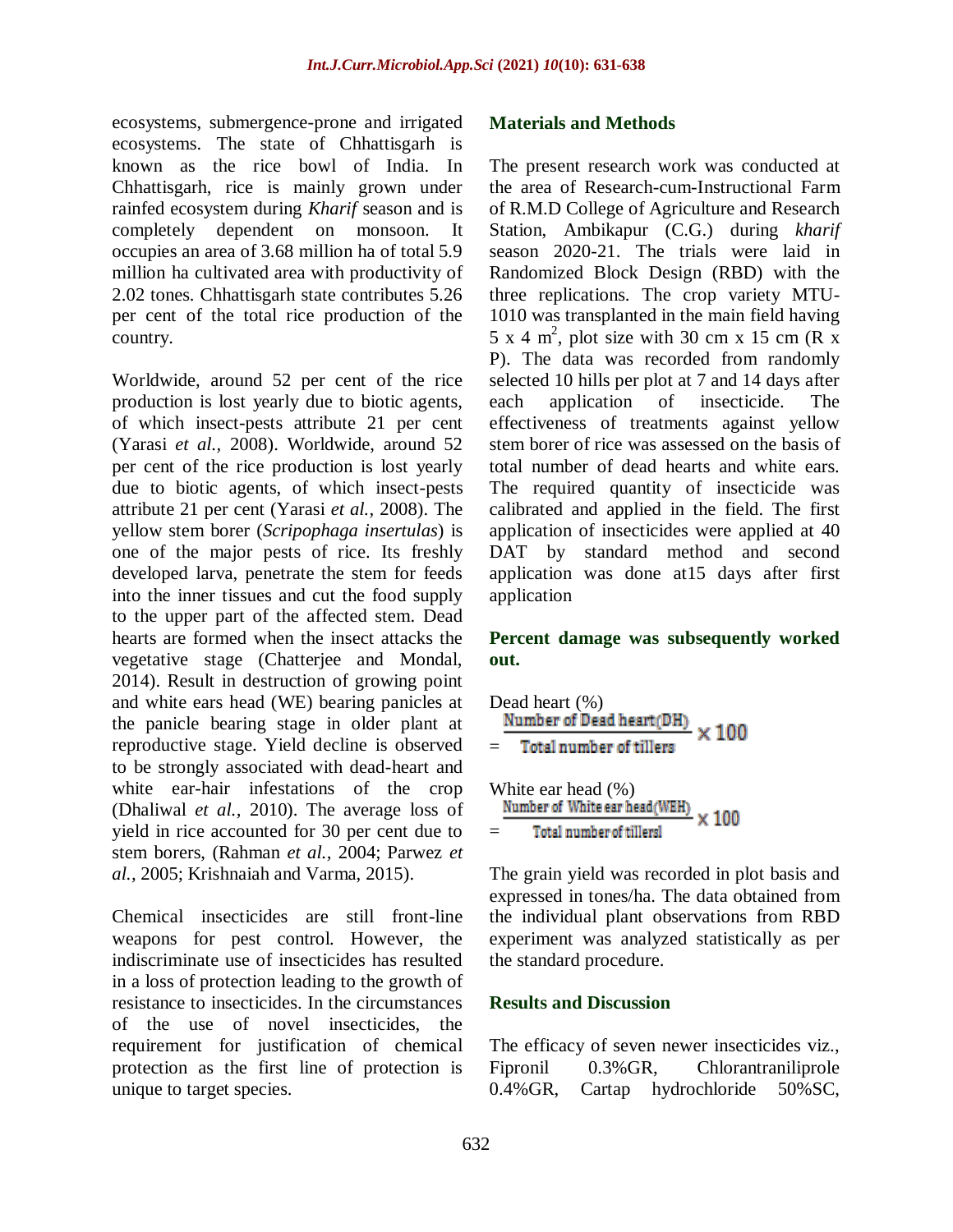ecosystems, submergence-prone and irrigated ecosystems. The state of Chhattisgarh is known as the rice bowl of India. In Chhattisgarh, rice is mainly grown under rainfed ecosystem during *Kharif* season and is completely dependent on monsoon. It occupies an area of 3.68 million ha of total 5.9 million ha cultivated area with productivity of 2.02 tones. Chhattisgarh state contributes 5.26 per cent of the total rice production of the country.

Worldwide, around 52 per cent of the rice production is lost yearly due to biotic agents, of which insect-pests attribute 21 per cent (Yarasi *et al.,* 2008). Worldwide, around 52 per cent of the rice production is lost yearly due to biotic agents, of which insect-pests attribute 21 per cent (Yarasi *et al.,* 2008). The yellow stem borer (*Scripophaga insertulas*) is one of the major pests of rice. Its freshly developed larva, penetrate the stem for feeds into the inner tissues and cut the food supply to the upper part of the affected stem. Dead hearts are formed when the insect attacks the vegetative stage (Chatterjee and Mondal, 2014). Result in destruction of growing point and white ears head (WE) bearing panicles at the panicle bearing stage in older plant at reproductive stage. Yield decline is observed to be strongly associated with dead-heart and white ear-hair infestations of the crop (Dhaliwal *et al.,* 2010). The average loss of yield in rice accounted for 30 per cent due to stem borers, (Rahman *et al.,* 2004; Parwez *et al.,* 2005; Krishnaiah and Varma, 2015).

Chemical insecticides are still front-line weapons for pest control. However, the indiscriminate use of insecticides has resulted in a loss of protection leading to the growth of resistance to insecticides. In the circumstances of the use of novel insecticides, the requirement for justification of chemical protection as the first line of protection is unique to target species.

## Materials and Methods

The present research work was conducted at the area of Research-cum-Instructional Farm of R.M.D College of Agriculture and Research Station, Ambikapur (C.G.) during *kharif* season 2020-21. The trials were laid in Randomized Block Design (RBD) with the three replications. The crop variety MTU-1010 was transplanted in the main field having 5 x 4 $m^2$, plot size with 30 cm x 15 cm (R x P). The data was recorded from randomly selected 10 hills per plot at 7 and 14 days after each application of insecticide. The effectiveness of treatments against yellow stem borer of rice was assessed on the basis of total number of dead hearts and white ears. The required quantity of insecticide was calibrated and applied in the field. The first application of insecticides were applied at 40 DAT by standard method and second application was done at15 days after first application

### Percent damage was subsequently worked out.

$$\text{Dead heart (\%)} = \frac{\text{Number of Dead heart(DH)}}{\text{Total number of tillers}} \times 100$$

$$\text{White ear head (\%)} = \frac{\text{Number of White ear head(WEH)}}{\text{Total number of tillersl}} \times 100$$

The grain yield was recorded in plot basis and expressed in tones/ha. The data obtained from the individual plant observations from RBD experiment was analyzed statistically as per the standard procedure.

## Results and Discussion

The efficacy of seven newer insecticides viz., Fipronil 0.3%GR, Chlorantraniliprole 0.4%GR, Cartap hydrochloride 50%SC,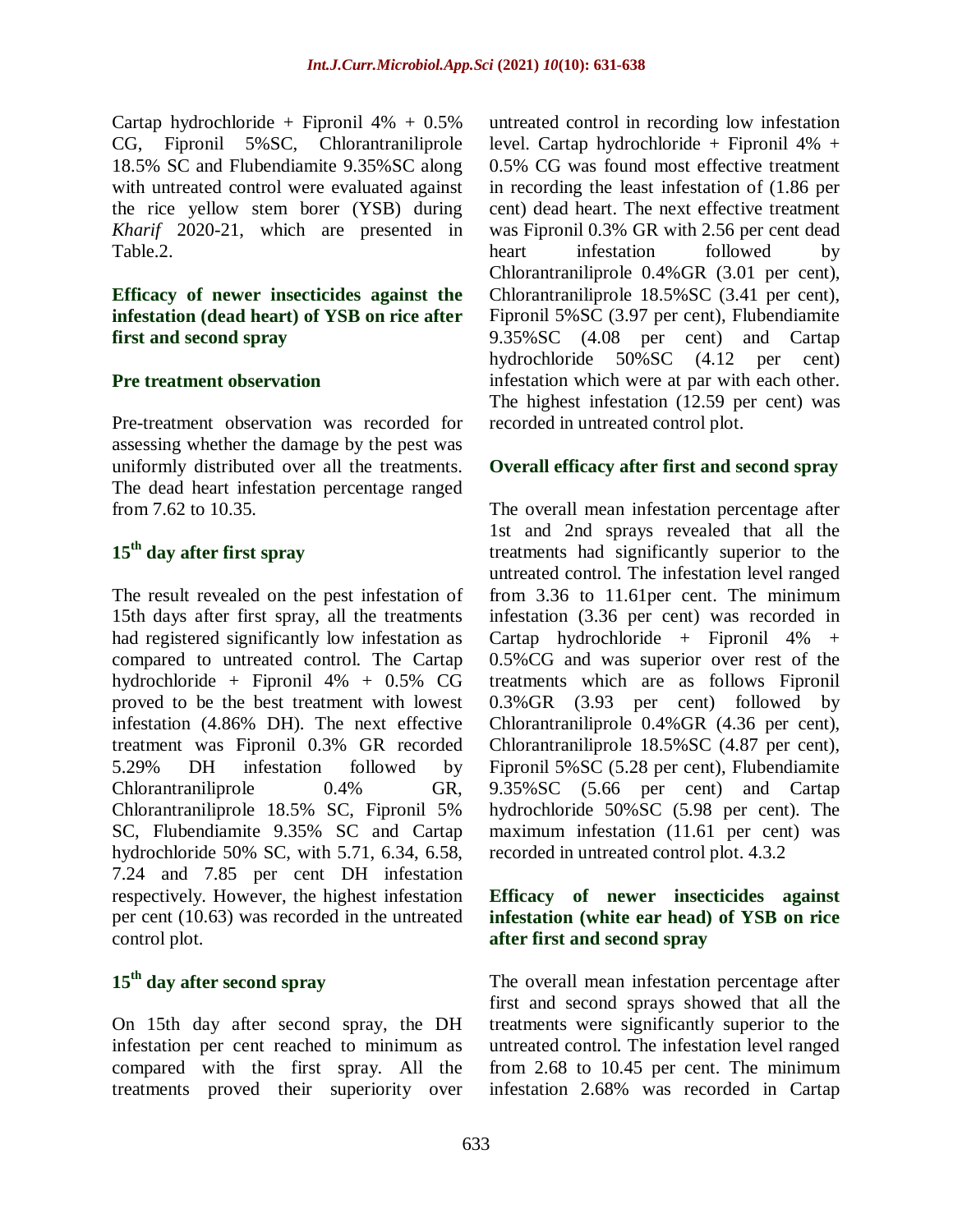Cartap hydrochloride + Fipronil 4% + 0.5% CG, Fipronil 5%SC, Chlorantraniliprole 18.5% SC and Flubendiamite 9.35%SC along with untreated control were evaluated against the rice yellow stem borer (YSB) during *Kharif* 2020-21, which are presented in Table.2.

### Efficacy of newer insecticides against the infestation (dead heart) of YSB on rice after first and second spray

#### Pre treatment observation

Pre-treatment observation was recorded for assessing whether the damage by the pest was uniformly distributed over all the treatments. The dead heart infestation percentage ranged from 7.62 to 10.35.

#### 15th day after first spray

The result revealed on the pest infestation of 15th days after first spray, all the treatments had registered significantly low infestation as compared to untreated control. The Cartap hydrochloride + Fipronil 4% + 0.5% CG proved to be the best treatment with lowest infestation (4.86% DH). The next effective treatment was Fipronil 0.3% GR recorded 5.29% DH infestation followed by Chlorantraniliprole 0.4% GR, Chlorantraniliprole 18.5% SC, Fipronil 5% SC, Flubendiamite 9.35% SC and Cartap hydrochloride 50% SC, with 5.71, 6.34, 6.58, 7.24 and 7.85 per cent DH infestation respectively. However, the highest infestation per cent (10.63) was recorded in the untreated control plot.

#### 15th day after second spray

On 15th day after second spray, the DH infestation per cent reached to minimum as compared with the first spray. All the treatments proved their superiority over untreated control in recording low infestation level. Cartap hydrochloride + Fipronil 4% + 0.5% CG was found most effective treatment in recording the least infestation of (1.86 per cent) dead heart. The next effective treatment was Fipronil 0.3% GR with 2.56 per cent dead heart infestation followed by Chlorantraniliprole 0.4%GR (3.01 per cent), Chlorantraniliprole 18.5%SC (3.41 per cent), Fipronil 5%SC (3.97 per cent), Flubendiamite 9.35%SC (4.08 per cent) and Cartap hydrochloride 50%SC (4.12 per cent) infestation which were at par with each other. The highest infestation (12.59 per cent) was recorded in untreated control plot.

#### Overall efficacy after first and second spray

The overall mean infestation percentage after 1st and 2nd sprays revealed that all the treatments had significantly superior to the untreated control. The infestation level ranged from 3.36 to 11.61per cent. The minimum infestation (3.36 per cent) was recorded in Cartap hydrochloride + Fipronil 4% + 0.5%CG and was superior over rest of the treatments which are as follows Fipronil 0.3%GR (3.93 per cent) followed by Chlorantraniliprole 0.4%GR (4.36 per cent), Chlorantraniliprole 18.5%SC (4.87 per cent), Fipronil 5%SC (5.28 per cent), Flubendiamite 9.35%SC (5.66 per cent) and Cartap hydrochloride 50%SC (5.98 per cent). The maximum infestation (11.61 per cent) was recorded in untreated control plot. 4.3.2

### Efficacy of newer insecticides against infestation (white ear head) of YSB on rice after first and second spray

The overall mean infestation percentage after first and second sprays showed that all the treatments were significantly superior to the untreated control. The infestation level ranged from 2.68 to 10.45 per cent. The minimum infestation 2.68% was recorded in Cartap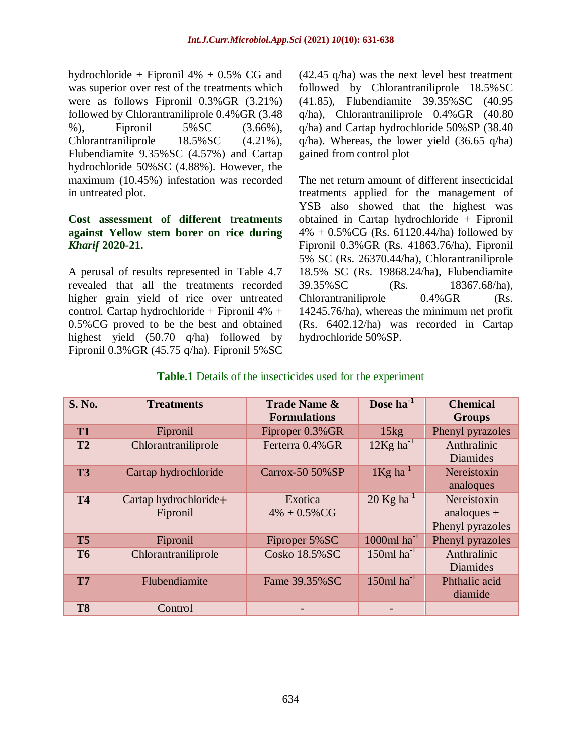hydrochloride + Fipronil 4% + 0.5% CG and was superior over rest of the treatments which were as follows Fipronil 0.3%GR (3.21%) followed by Chlorantraniliprole 0.4%GR (3.48 %), Fipronil 5%SC (3.66%), Chlorantraniliprole 18.5%SC (4.21%), Flubendiamite 9.35%SC (4.57%) and Cartap hydrochloride 50%SC (4.88%). However, the maximum (10.45%) infestation was recorded in untreated plot.

### Cost assessment of different treatments against Yellow stem borer on rice during *Kharif* 2020-21.

A perusal of results represented in Table 4.7 revealed that all the treatments recorded higher grain yield of rice over untreated control. Cartap hydrochloride + Fipronil 4% + 0.5%CG proved to be the best and obtained highest yield (50.70 q/ha) followed by Fipronil 0.3%GR (45.75 q/ha). Fipronil 5%SC (42.45 q/ha) was the next level best treatment followed by Chlorantraniliprole 18.5%SC (41.85), Flubendiamite 39.35%SC (40.95 q/ha), Chlorantraniliprole 0.4%GR (40.80 q/ha) and Cartap hydrochloride 50%SP (38.40 q/ha). Whereas, the lower yield (36.65 q/ha) gained from control plot

The net return amount of different insecticidal treatments applied for the management of YSB also showed that the highest was obtained in Cartap hydrochloride + Fipronil 4% + 0.5%CG (Rs. 61120.44/ha) followed by Fipronil 0.3%GR (Rs. 41863.76/ha), Fipronil 5% SC (Rs. 26370.44/ha), Chlorantraniliprole 18.5% SC (Rs. 19868.24/ha), Flubendiamite 39.35%SC (Rs. 18367.68/ha), Chlorantraniliprole 0.4%GR (Rs. 14245.76/ha), whereas the minimum net profit (Rs. 6402.12/ha) was recorded in Cartap hydrochloride 50%SP.

**Table.1** Details of the insecticides used for the experiment

| S. No. | Treatments | Trade Name & Formulations | Dose $ha^{-1}$ | Chemical Groups |
|---|---|---|---|---|
| T1 | Fipronil | Fiproper 0.3%GR | 15kg | Phenyl pyrazoles |
| T2 | Chlorantraniliprole | Ferterra 0.4%GR | 12Kg $ha^{-1}$ | Anthralinic Diamides |
| T3 | Cartap hydrochloride | Carrox-50 50%SP | 1Kg $ha^{-1}$ | Nereistoxin analoques |
| T4 | Cartap hydrochloride+ Fipronil | Exotica 4% + 0.5%CG | 20 Kg $ha^{-1}$ | Nereistoxin analoques + Phenyl pyrazoles |
| T5 | Fipronil | Fiproper 5%SC | 1000ml $ha^{-1}$ | Phenyl pyrazoles |
| T6 | Chlorantraniliprole | Cosko 18.5%SC | 150ml $ha^{-1}$ | Anthralinic Diamides |
| T7 | Flubendiamite | Fame 39.35%SC | 150ml $ha^{-1}$ | Phthalic acid diamide |
| T8 | Control | - | - | |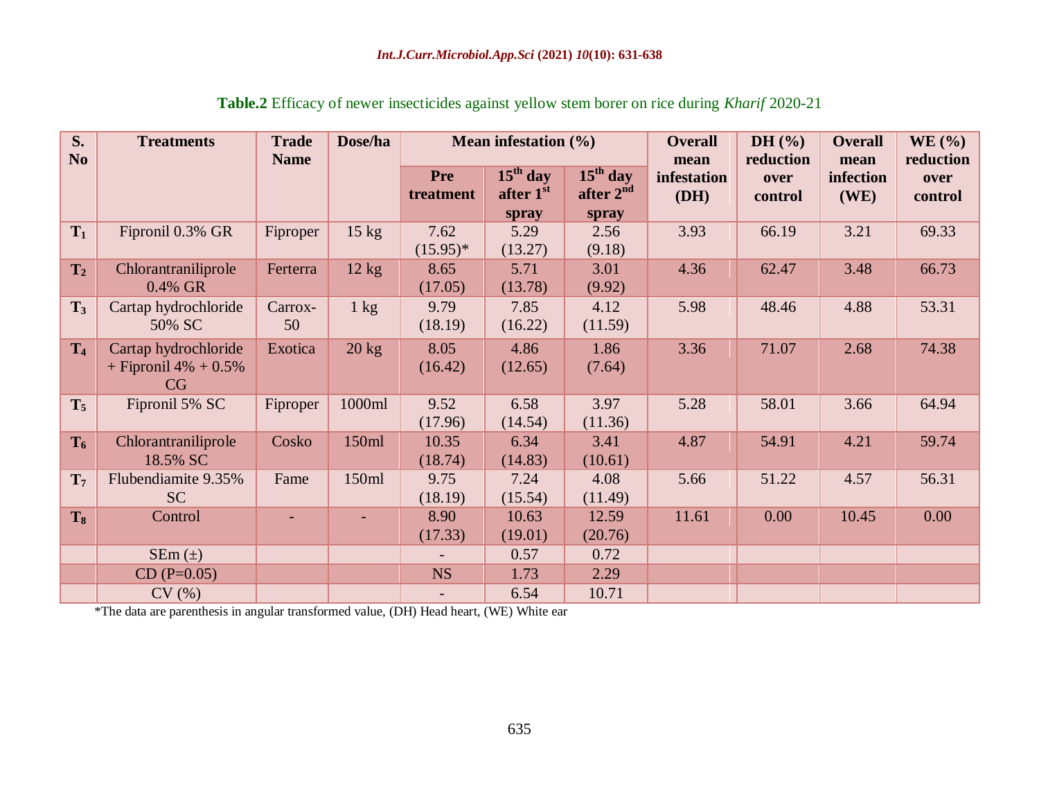**Table.2** Efficacy of newer insecticides against yellow stem borer on rice during *Kharif* 2020-21

| S. No | Treatments | Trade Name | Dose/ha | Mean infestation (%) | | | Overall mean infestation (DH) | DH (%) reduction over control | Overall mean infection (WE) | WE (%) reduction over control |
|---|---|---|---|---|---|---|---|---|---|---|
| | | | | Pre treatment | 15th day after 1st spray | 15th day after 2nd spray | | | | |
| $T_1$ | Fipronil 0.3% GR | Fiproper | 15 kg | 7.62 (15.95)* | 5.29 (13.27) | 2.56 (9.18) | 3.93 | 66.19 | 3.21 | 69.33 |
| $T_2$ | Chlorantraniliprole 0.4% GR | Ferterra | 12 kg | 8.65 (17.05) | 5.71 (13.78) | 3.01 (9.92) | 4.36 | 62.47 | 3.48 | 66.73 |
| $T_3$ | Cartap hydrochloride 50% SC | Carrox-50 | 1 kg | 9.79 (18.19) | 7.85 (16.22) | 4.12 (11.59) | 5.98 | 48.46 | 4.88 | 53.31 |
| $T_4$ | Cartap hydrochloride + Fipronil 4% + 0.5% CG | Exotica | 20 kg | 8.05 (16.42) | 4.86 (12.65) | 1.86 (7.64) | 3.36 | 71.07 | 2.68 | 74.38 |
| $T_5$ | Fipronil 5% SC | Fiproper | 1000ml | 9.52 (17.96) | 6.58 (14.54) | 3.97 (11.36) | 5.28 | 58.01 | 3.66 | 64.94 |
| $T_6$ | Chlorantraniliprole 18.5% SC | Cosko | 150ml | 10.35 (18.74) | 6.34 (14.83) | 3.41 (10.61) | 4.87 | 54.91 | 4.21 | 59.74 |
| $T_7$ | Flubendiamite 9.35% SC | Fame | 150ml | 9.75 (18.19) | 7.24 (15.54) | 4.08 (11.49) | 5.66 | 51.22 | 4.57 | 56.31 |
| $T_8$ | Control | - | - | 8.90 (17.33) | 10.63 (19.01) | 12.59 (20.76) | 11.61 | 0.00 | 10.45 | 0.00 |
| | SEm (±) | | | - | 0.57 | 0.72 | | | | |
| | CD (P=0.05) | | | NS | 1.73 | 2.29 | | | | |
| | CV (%) | | | - | 6.54 | 10.71 | | | | |

*The data are parenthesis in angular transformed value, (DH) Head heart, (WE) White ear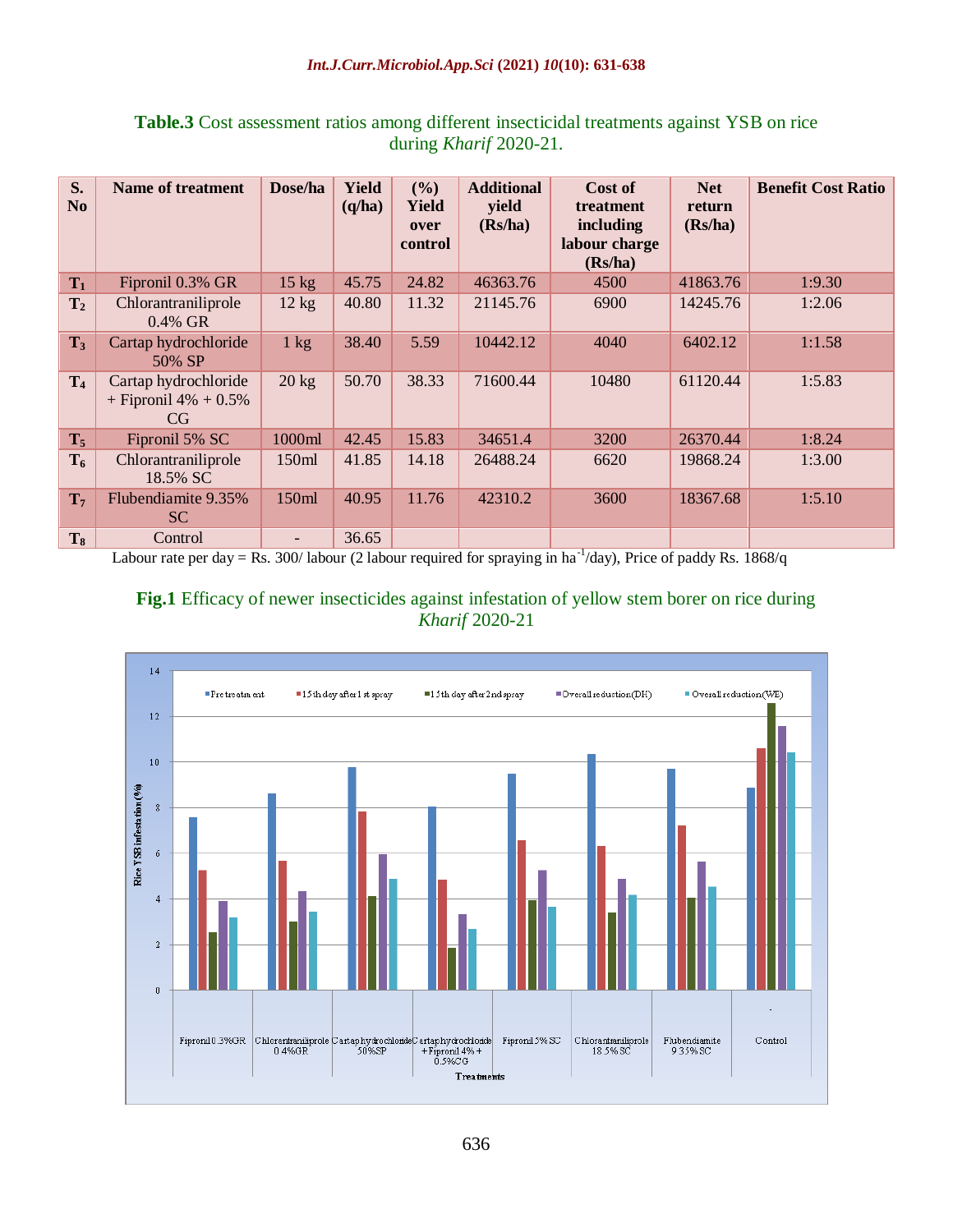**Table.3** Cost assessment ratios among different insecticidal treatments against YSB on rice during *Kharif* 2020-21.

| S. No | Name of treatment | Dose/ha | Yield (q/ha) | (%) Yield over control | Additional yield (Rs/ha) | Cost of treatment including labour charge (Rs/ha) | Net return (Rs/ha) | Benefit Cost Ratio |
|---|---|---|---|---|---|---|---|---|
| $T_1$ | Fipronil 0.3% GR | 15 kg | 45.75 | 24.82 | 46363.76 | 4500 | 41863.76 | 1:9.30 |
| $T_2$ | Chlorantraniliprole 0.4% GR | 12 kg | 40.80 | 11.32 | 21145.76 | 6900 | 14245.76 | 1:2.06 |
| $T_3$ | Cartap hydrochloride 50% SP | 1 kg | 38.40 | 5.59 | 10442.12 | 4040 | 6402.12 | 1:1.58 |
| $T_4$ | Cartap hydrochloride + Fipronil 4% + 0.5% CG | 20 kg | 50.70 | 38.33 | 71600.44 | 10480 | 61120.44 | 1:5.83 |
| $T_5$ | Fipronil 5% SC | 1000ml | 42.45 | 15.83 | 34651.4 | 3200 | 26370.44 | 1:8.24 |
| $T_6$ | Chlorantraniliprole 18.5% SC | 150ml | 41.85 | 14.18 | 26488.24 | 6620 | 19868.24 | 1:3.00 |
| $T_7$ | Flubendiamite 9.35% SC | 150ml | 40.95 | 11.76 | 42310.2 | 3600 | 18367.68 | 1:5.10 |
| $T_8$ | Control | - | 36.65 | | | | | |

Labour rate per day = Rs. 300/ labour (2 labour required for spraying in $ha^{-1}$/day), Price of paddy Rs. 1868/q

**Fig.1** Efficacy of newer insecticides against infestation of yellow stem borer on rice during *Kharif* 2020-21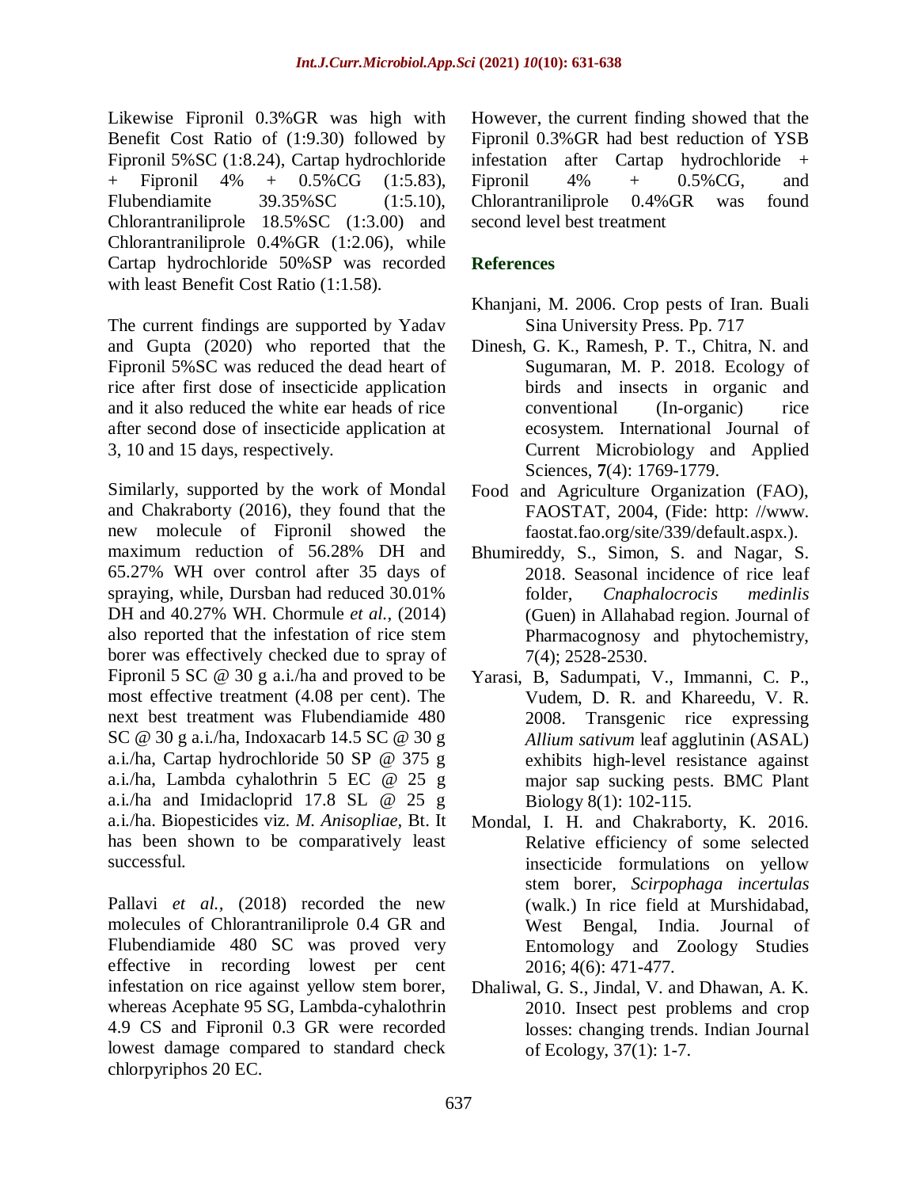Likewise Fipronil 0.3%GR was high with Benefit Cost Ratio of (1:9.30) followed by Fipronil 5%SC (1:8.24), Cartap hydrochloride + Fipronil 4% + 0.5%CG (1:5.83), Flubendiamite 39.35%SC (1:5.10), Chlorantraniliprole 18.5%SC (1:3.00) and Chlorantraniliprole 0.4%GR (1:2.06), while Cartap hydrochloride 50%SP was recorded with least Benefit Cost Ratio (1:1.58).

The current findings are supported by Yadav and Gupta (2020) who reported that the Fipronil 5%SC was reduced the dead heart of rice after first dose of insecticide application and it also reduced the white ear heads of rice after second dose of insecticide application at 3, 10 and 15 days, respectively.

Similarly, supported by the work of Mondal and Chakraborty (2016), they found that the new molecule of Fipronil showed the maximum reduction of 56.28% DH and 65.27% WH over control after 35 days of spraying, while, Dursban had reduced 30.01% DH and 40.27% WH. Chormule *et al.,* (2014) also reported that the infestation of rice stem borer was effectively checked due to spray of Fipronil 5 SC @ 30 g a.i./ha and proved to be most effective treatment (4.08 per cent). The next best treatment was Flubendiamide 480 SC @ 30 g a.i./ha, Indoxacarb 14.5 SC @ 30 g a.i./ha, Cartap hydrochloride 50 SP @ 375 g a.i./ha, Lambda cyhalothrin 5 EC @ 25 g a.i./ha and Imidacloprid 17.8 SL @ 25 g a.i./ha. Biopesticides viz. *M. Anisopliae*, Bt. It has been shown to be comparatively least successful.

Pallavi *et al.,* (2018) recorded the new molecules of Chlorantraniliprole 0.4 GR and Flubendiamide 480 SC was proved very effective in recording lowest per cent infestation on rice against yellow stem borer, whereas Acephate 95 SG, Lambda-cyhalothrin 4.9 CS and Fipronil 0.3 GR were recorded lowest damage compared to standard check chlorpyriphos 20 EC.

However, the current finding showed that the Fipronil 0.3%GR had best reduction of YSB infestation after Cartap hydrochloride + Fipronil 4% + 0.5%CG, and Chlorantraniliprole 0.4%GR was found second level best treatment

## References

Khanjani, M. 2006. Crop pests of Iran. Buali Sina University Press. Pp. 717

Dinesh, G. K., Ramesh, P. T., Chitra, N. and Sugumaran, M. P. 2018. Ecology of birds and insects in organic and conventional (In-organic) rice ecosystem. International Journal of Current Microbiology and Applied Sciences, **7**(4): 1769-1779.

Food and Agriculture Organization (FAO), FAOSTAT, 2004, (Fide: http: //www. faostat.fao.org/site/339/default.aspx.).

Bhumireddy, S., Simon, S. and Nagar, S. 2018. Seasonal incidence of rice leaf folder, *Cnaphalocrocis medinlis* (Guen) in Allahabad region. Journal of Pharmacognosy and phytochemistry, 7(4); 2528-2530.

Yarasi, B, Sadumpati, V., Immanni, C. P., Vudem, D. R. and Khareedu, V. R. 2008. Transgenic rice expressing *Allium sativum* leaf agglutinin (ASAL) exhibits high-level resistance against major sap sucking pests. BMC Plant Biology 8(1): 102-115.

Mondal, I. H. and Chakraborty, K. 2016. Relative efficiency of some selected insecticide formulations on yellow stem borer, *Scirpophaga incertulas* (walk.) In rice field at Murshidabad, West Bengal, India. Journal of Entomology and Zoology Studies 2016; 4(6): 471-477.

Dhaliwal, G. S., Jindal, V. and Dhawan, A. K. 2010. Insect pest problems and crop losses: changing trends. Indian Journal of Ecology, 37(1): 1-7.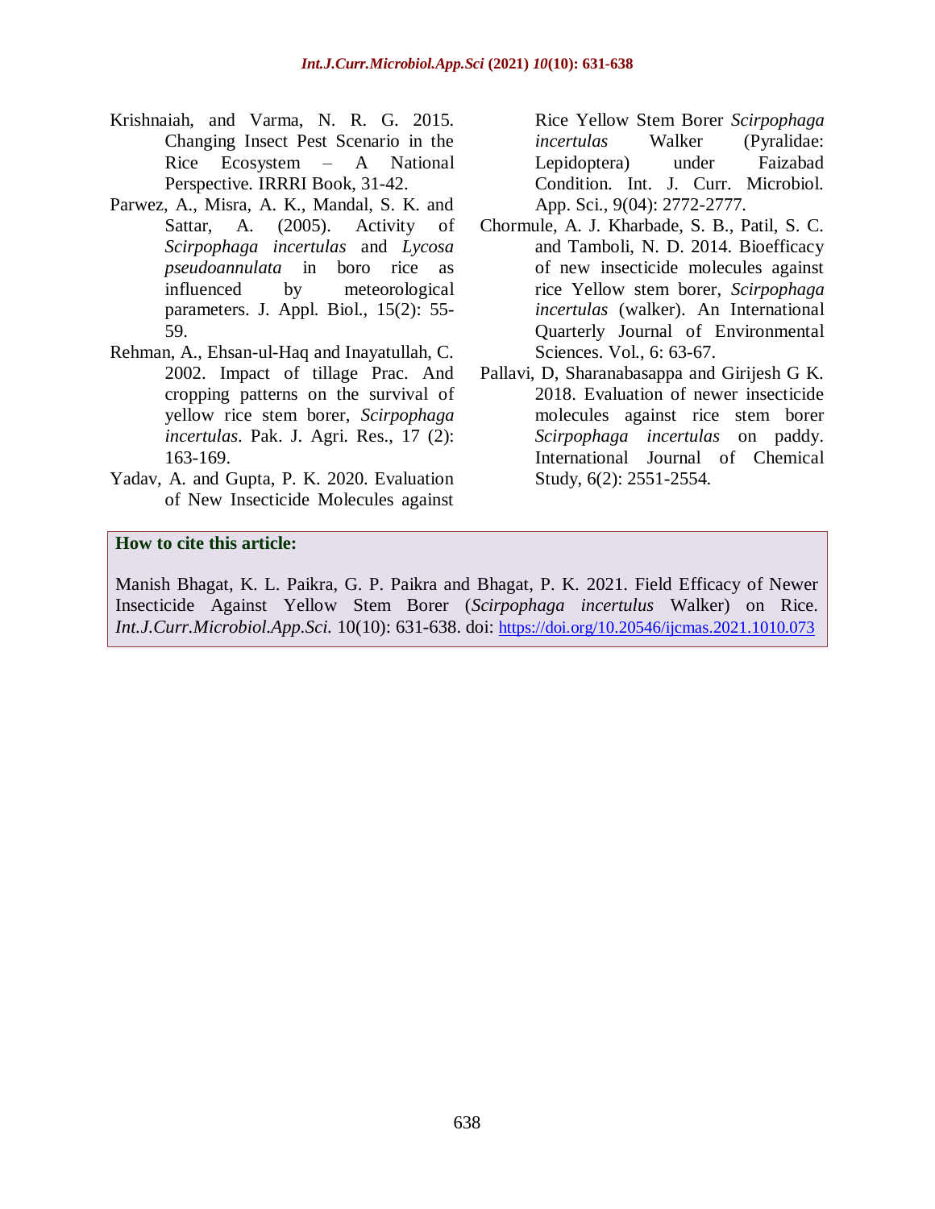Krishnaiah, and Varma, N. R. G. 2015. Changing Insect Pest Scenario in the Rice Ecosystem – A National Perspective. IRRRI Book, 31-42.

Parwez, A., Misra, A. K., Mandal, S. K. and Sattar, A. (2005). Activity of *Scirpophaga incertulas* and *Lycosa pseudoannulata* in boro rice as influenced by meteorological parameters. J. Appl. Biol., 15(2): 55-59.

Rehman, A., Ehsan-ul-Haq and Inayatullah, C. 2002. Impact of tillage Prac. And cropping patterns on the survival of yellow rice stem borer, *Scirpophaga incertulas*. Pak. J. Agri. Res., 17 (2): 163-169.

Yadav, A. and Gupta, P. K. 2020. Evaluation of New Insecticide Molecules against Rice Yellow Stem Borer *Scirpophaga incertulas* Walker (Pyralidae: Lepidoptera) under Faizabad Condition. Int. J. Curr. Microbiol. App. Sci., 9(04): 2772-2777.

Chormule, A. J. Kharbade, S. B., Patil, S. C. and Tamboli, N. D. 2014. Bioefficacy of new insecticide molecules against rice Yellow stem borer, *Scirpophaga incertulas* (walker). An International Quarterly Journal of Environmental Sciences. Vol., 6: 63-67.

Pallavi, D, Sharanabasappa and Girijesh G K. 2018. Evaluation of newer insecticide molecules against rice stem borer *Scirpophaga incertulas* on paddy. International Journal of Chemical Study, 6(2): 2551-2554.

**How to cite this article:**

Manish Bhagat, K. L. Paikra, G. P. Paikra and Bhagat, P. K. 2021. Field Efficacy of Newer Insecticide Against Yellow Stem Borer (*Scirpophaga incertulus* Walker) on Rice. *Int.J.Curr.Microbiol.App.Sci.* 10(10): 631-638. doi: https://doi.org/10.20546/ijcmas.2021.1010.073